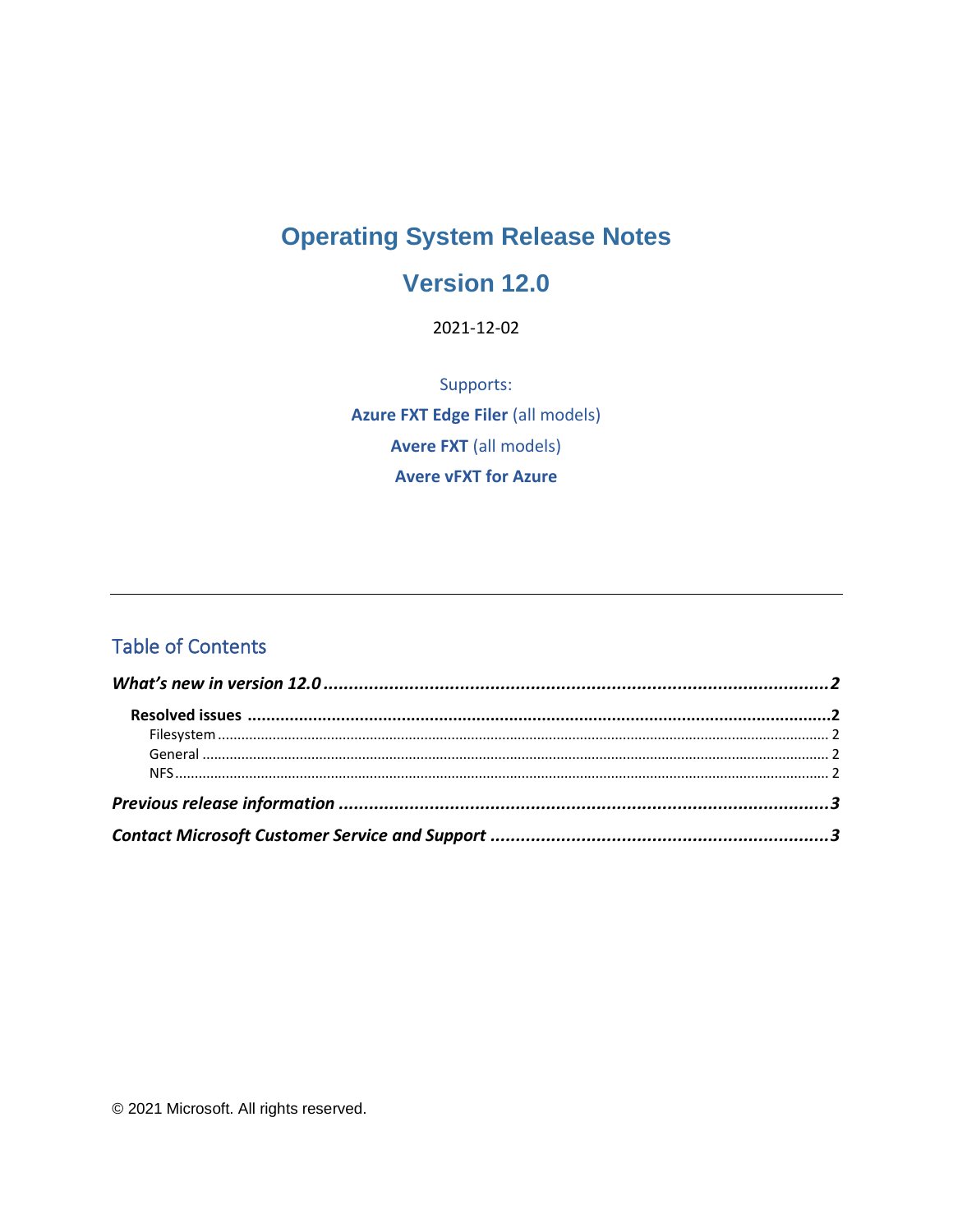# Operating System Release Notes

# Version 12.0

2021-12-02

Supports:

**Azure FXT Edge Filer** (all models)

**Avere FXT** (all models)

**Avere vFXT for Azure**

---

## Table of Contents

***What's new in version 12.0*** ........................................................ **2**

**Resolved issues** ........................................................ **2**

Filesystem ........................................................ 2

General ........................................................ 2

NFS ........................................................ 2

***Previous release information*** ........................................................ **3**

***Contact Microsoft Customer Service and Support*** ........................................................ **3**

© 2021 Microsoft. All rights reserved.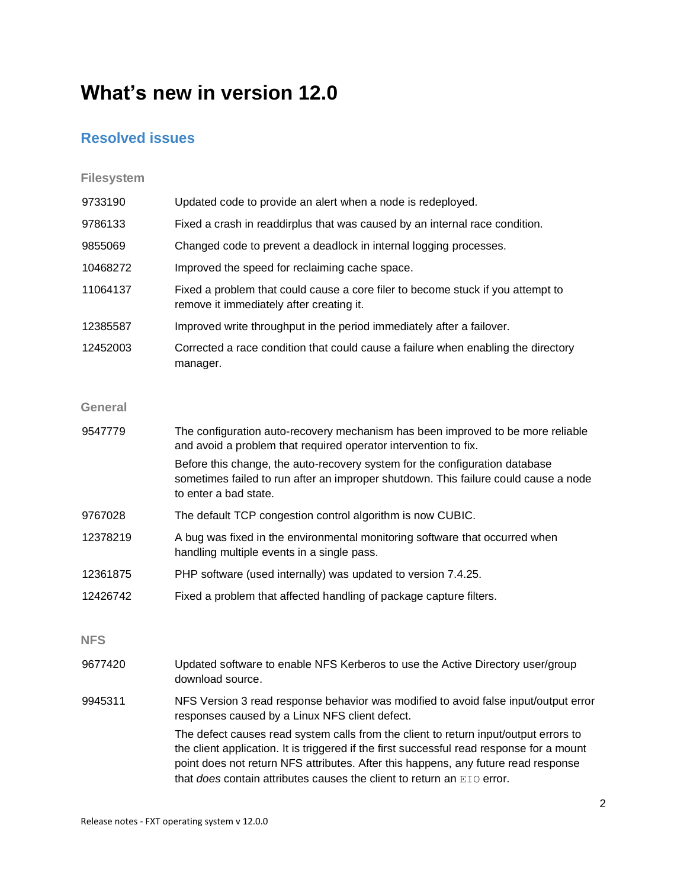# What's new in version 12.0

## Resolved issues

### Filesystem

| | |
|---|---|
| 9733190 | Updated code to provide an alert when a node is redeployed. |
| 9786133 | Fixed a crash in readdirplus that was caused by an internal race condition. |
| 9855069 | Changed code to prevent a deadlock in internal logging processes. |
| 10468272 | Improved the speed for reclaiming cache space. |
| 11064137 | Fixed a problem that could cause a core filer to become stuck if you attempt to remove it immediately after creating it. |
| 12385587 | Improved write throughput in the period immediately after a failover. |
| 12452003 | Corrected a race condition that could cause a failure when enabling the directory manager. |

### General

| | |
|---|---|
| 9547779 | The configuration auto-recovery mechanism has been improved to be more reliable and avoid a problem that required operator intervention to fix.<br><br>Before this change, the auto-recovery system for the configuration database sometimes failed to run after an improper shutdown. This failure could cause a node to enter a bad state. |
| 9767028 | The default TCP congestion control algorithm is now CUBIC. |
| 12378219 | A bug was fixed in the environmental monitoring software that occurred when handling multiple events in a single pass. |
| 12361875 | PHP software (used internally) was updated to version 7.4.25. |
| 12426742 | Fixed a problem that affected handling of package capture filters. |

### NFS

| | |
|---|---|
| 9677420 | Updated software to enable NFS Kerberos to use the Active Directory user/group download source. |
| 9945311 | NFS Version 3 read response behavior was modified to avoid false input/output error responses caused by a Linux NFS client defect.<br><br>The defect causes read system calls from the client to return input/output errors to the client application. It is triggered if the first successful read response for a mount point does not return NFS attributes. After this happens, any future read response that *does* contain attributes causes the client to return an `EIO` error. |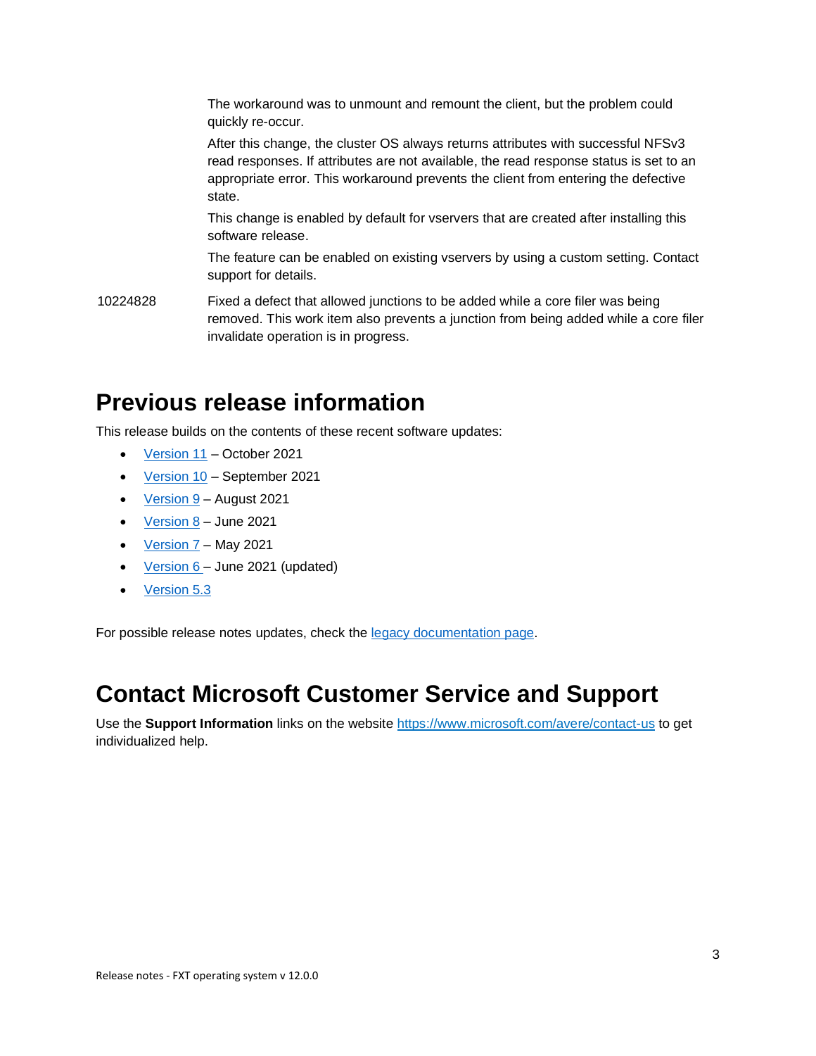| | |
|---|---|
| | The workaround was to unmount and remount the client, but the problem could quickly re-occur.<br><br>After this change, the cluster OS always returns attributes with successful NFSv3 read responses. If attributes are not available, the read response status is set to an appropriate error. This workaround prevents the client from entering the defective state.<br><br>This change is enabled by default for vservers that are created after installing this software release.<br><br>The feature can be enabled on existing vservers by using a custom setting. Contact support for details. |
| 10224828 | Fixed a defect that allowed junctions to be added while a core filer was being removed. This work item also prevents a junction from being added while a core filer invalidate operation is in progress. |

# Previous release information

This release builds on the contents of these recent software updates:

- Version 11 – October 2021
- Version 10 – September 2021
- Version 9 – August 2021
- Version 8 – June 2021
- Version 7 – May 2021
- Version 6 – June 2021 (updated)
- Version 5.3

For possible release notes updates, check the legacy documentation page.

# Contact Microsoft Customer Service and Support

Use the **Support Information** links on the website https://www.microsoft.com/avere/contact-us to get individualized help.